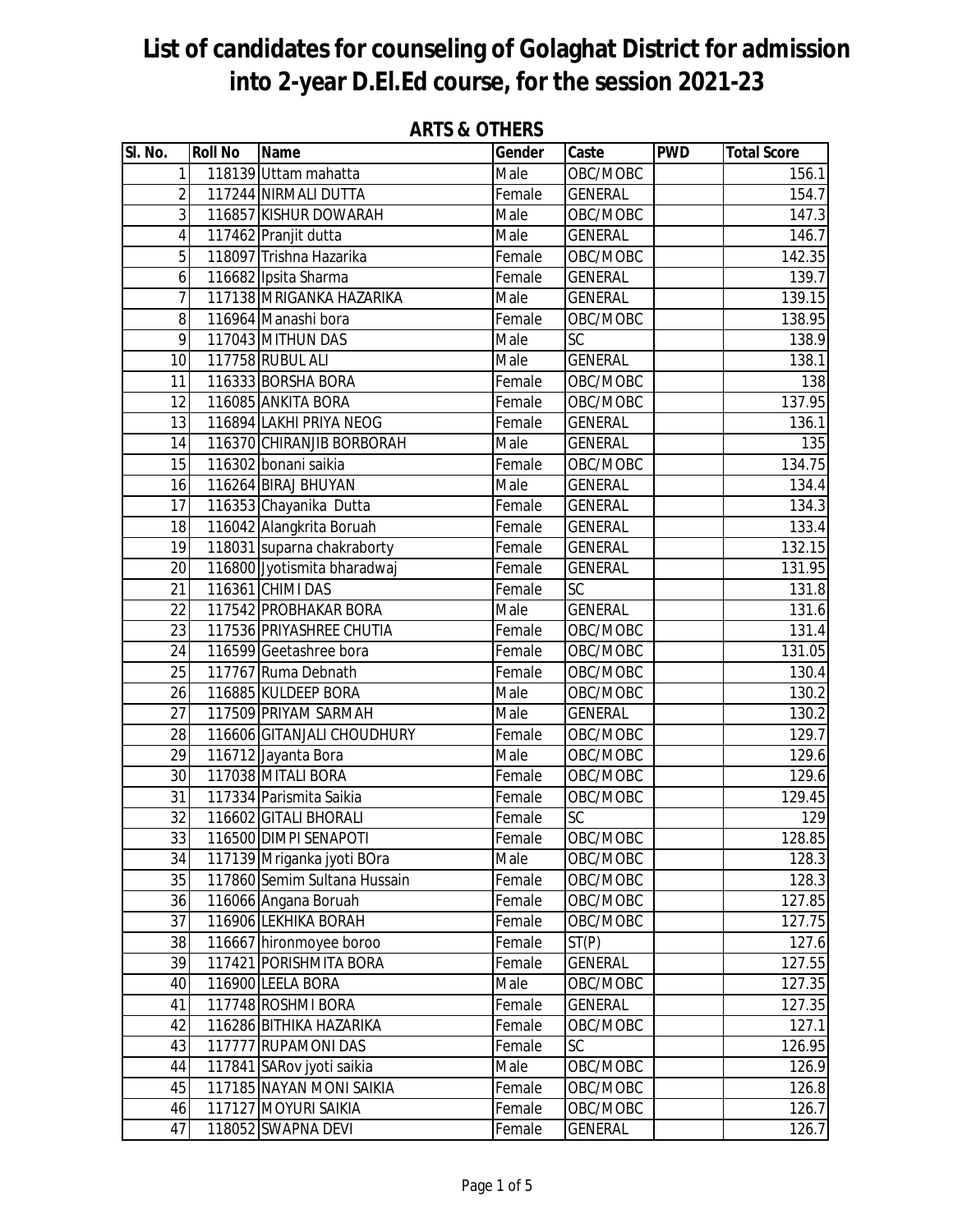# List of candidates for counseling of Golaghat District for admission into 2-year D.El.Ed course, for the session 2021-23

## ARTS & OTHERS

| Sl. No. | Roll No | Name | Gender | Caste | PWD | Total Score |
|---|---|---|---|---|---|---|
| 1 | 118139 | Uttam mahatta | Male | OBC/MOBC | | 156.1 |
| 2 | 117244 | NIRMALI DUTTA | Female | GENERAL | | 154.7 |
| 3 | 116857 | KISHUR DOWARAH | Male | OBC/MOBC | | 147.3 |
| 4 | 117462 | Pranjit dutta | Male | GENERAL | | 146.7 |
| 5 | 118097 | Trishna Hazarika | Female | OBC/MOBC | | 142.35 |
| 6 | 116682 | Ipsita Sharma | Female | GENERAL | | 139.7 |
| 7 | 117138 | MRIGANKA HAZARIKA | Male | GENERAL | | 139.15 |
| 8 | 116964 | Manashi bora | Female | OBC/MOBC | | 138.95 |
| 9 | 117043 | MITHUN DAS | Male | SC | | 138.9 |
| 10 | 117758 | RUBUL ALI | Male | GENERAL | | 138.1 |
| 11 | 116333 | BORSHA BORA | Female | OBC/MOBC | | 138 |
| 12 | 116085 | ANKITA BORA | Female | OBC/MOBC | | 137.95 |
| 13 | 116894 | LAKHI PRIYA NEOG | Female | GENERAL | | 136.1 |
| 14 | 116370 | CHIRANJIB BORBORAH | Male | GENERAL | | 135 |
| 15 | 116302 | bonani saikia | Female | OBC/MOBC | | 134.75 |
| 16 | 116264 | BIRAJ BHUYAN | Male | GENERAL | | 134.4 |
| 17 | 116353 | Chayanika Dutta | Female | GENERAL | | 134.3 |
| 18 | 116042 | Alangkrita Boruah | Female | GENERAL | | 133.4 |
| 19 | 118031 | suparna chakraborty | Female | GENERAL | | 132.15 |
| 20 | 116800 | Jyotismita bharadwaj | Female | GENERAL | | 131.95 |
| 21 | 116361 | CHIMI DAS | Female | SC | | 131.8 |
| 22 | 117542 | PROBHAKAR BORA | Male | GENERAL | | 131.6 |
| 23 | 117536 | PRIYASHREE CHUTIA | Female | OBC/MOBC | | 131.4 |
| 24 | 116599 | Geetashree bora | Female | OBC/MOBC | | 131.05 |
| 25 | 117767 | Ruma Debnath | Female | OBC/MOBC | | 130.4 |
| 26 | 116885 | KULDEEP BORA | Male | OBC/MOBC | | 130.2 |
| 27 | 117509 | PRIYAM SARMAH | Male | GENERAL | | 130.2 |
| 28 | 116606 | GITANJALI CHOUDHURY | Female | OBC/MOBC | | 129.7 |
| 29 | 116712 | Jayanta Bora | Male | OBC/MOBC | | 129.6 |
| 30 | 117038 | MITALI BORA | Female | OBC/MOBC | | 129.6 |
| 31 | 117334 | Parismita Saikia | Female | OBC/MOBC | | 129.45 |
| 32 | 116602 | GITALI BHORALI | Female | SC | | 129 |
| 33 | 116500 | DIMPI SENAPOTI | Female | OBC/MOBC | | 128.85 |
| 34 | 117139 | Mriganka jyoti BOra | Male | OBC/MOBC | | 128.3 |
| 35 | 117860 | Semim Sultana Hussain | Female | OBC/MOBC | | 128.3 |
| 36 | 116066 | Angana Boruah | Female | OBC/MOBC | | 127.85 |
| 37 | 116906 | LEKHIKA BORAH | Female | OBC/MOBC | | 127.75 |
| 38 | 116667 | hironmoyee boroo | Female | ST(P) | | 127.6 |
| 39 | 117421 | PORISHMITA BORA | Female | GENERAL | | 127.55 |
| 40 | 116900 | LEELA BORA | Male | OBC/MOBC | | 127.35 |
| 41 | 117748 | ROSHMI BORA | Female | GENERAL | | 127.35 |
| 42 | 116286 | BITHIKA HAZARIKA | Female | OBC/MOBC | | 127.1 |
| 43 | 117777 | RUPAMONI DAS | Female | SC | | 126.95 |
| 44 | 117841 | SARov jyoti saikia | Male | OBC/MOBC | | 126.9 |
| 45 | 117185 | NAYAN MONI SAIKIA | Female | OBC/MOBC | | 126.8 |
| 46 | 117127 | MOYURI SAIKIA | Female | OBC/MOBC | | 126.7 |
| 47 | 118052 | SWAPNA DEVI | Female | GENERAL | | 126.7 |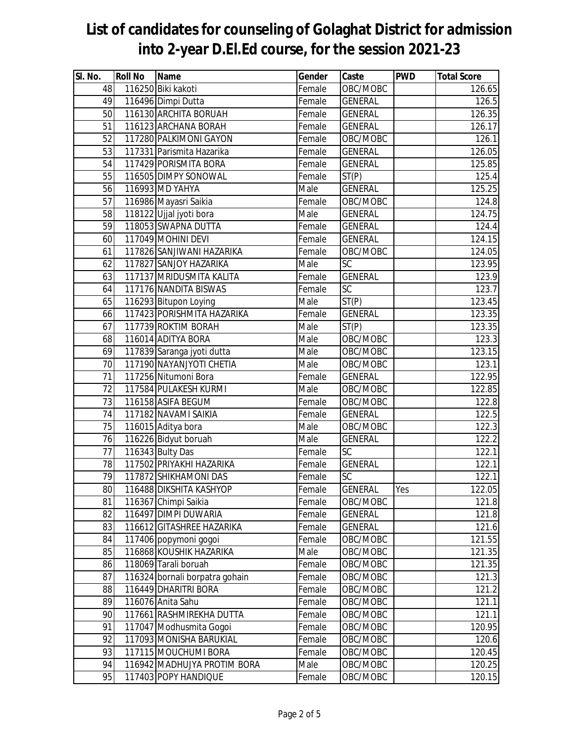# List of candidates for counseling of Golaghat District for admission into 2-year D.El.Ed course, for the session 2021-23

| Sl. No. | Roll No | Name | Gender | Caste | PWD | Total Score |
|---|---|---|---|---|---|---|
| 48 | 116250 | Biki kakoti | Female | OBC/MOBC | | 126.65 |
| 49 | 116496 | Dimpi Dutta | Female | GENERAL | | 126.5 |
| 50 | 116130 | ARCHITA BORUAH | Female | GENERAL | | 126.35 |
| 51 | 116123 | ARCHANA BORAH | Female | GENERAL | | 126.17 |
| 52 | 117280 | PALKIMONI GAYON | Female | OBC/MOBC | | 126.1 |
| 53 | 117331 | Parismita Hazarika | Female | GENERAL | | 126.05 |
| 54 | 117429 | PORISMITA BORA | Female | GENERAL | | 125.85 |
| 55 | 116505 | DIMPY SONOWAL | Female | ST(P) | | 125.4 |
| 56 | 116993 | MD YAHYA | Male | GENERAL | | 125.25 |
| 57 | 116986 | Mayasri Saikia | Female | OBC/MOBC | | 124.8 |
| 58 | 118122 | Ujjal jyoti bora | Male | GENERAL | | 124.75 |
| 59 | 118053 | SWAPNA DUTTA | Female | GENERAL | | 124.4 |
| 60 | 117049 | MOHINI DEVI | Female | GENERAL | | 124.15 |
| 61 | 117826 | SANJIWANI HAZARIKA | Female | OBC/MOBC | | 124.05 |
| 62 | 117827 | SANJOY HAZARIKA | Male | SC | | 123.95 |
| 63 | 117137 | MRIDUSMITA KALITA | Female | GENERAL | | 123.9 |
| 64 | 117176 | NANDITA BISWAS | Female | SC | | 123.7 |
| 65 | 116293 | Bitupon Loying | Male | ST(P) | | 123.45 |
| 66 | 117423 | PORISHMITA HAZARIKA | Female | GENERAL | | 123.35 |
| 67 | 117739 | ROKTIM BORAH | Male | ST(P) | | 123.35 |
| 68 | 116014 | ADITYA BORA | Male | OBC/MOBC | | 123.3 |
| 69 | 117839 | Saranga jyoti dutta | Male | OBC/MOBC | | 123.15 |
| 70 | 117190 | NAYANJYOTI CHETIA | Male | OBC/MOBC | | 123.1 |
| 71 | 117256 | Nitumoni Bora | Female | GENERAL | | 122.95 |
| 72 | 117584 | PULAKESH KURMI | Male | OBC/MOBC | | 122.85 |
| 73 | 116158 | ASIFA BEGUM | Female | OBC/MOBC | | 122.8 |
| 74 | 117182 | NAVAMI SAIKIA | Female | GENERAL | | 122.5 |
| 75 | 116015 | Aditya bora | Male | OBC/MOBC | | 122.3 |
| 76 | 116226 | Bidyut boruah | Male | GENERAL | | 122.2 |
| 77 | 116343 | Bulty Das | Female | SC | | 122.1 |
| 78 | 117502 | PRIYAKHI HAZARIKA | Female | GENERAL | | 122.1 |
| 79 | 117872 | SHIKHAMONI DAS | Female | SC | | 122.1 |
| 80 | 116488 | DIKSHITA KASHYOP | Female | GENERAL | Yes | 122.05 |
| 81 | 116367 | Chimpi Saikia | Female | OBC/MOBC | | 121.8 |
| 82 | 116497 | DIMPI DUWARIA | Female | GENERAL | | 121.8 |
| 83 | 116612 | GITASHREE HAZARIKA | Female | GENERAL | | 121.6 |
| 84 | 117406 | popymoni gogoi | Female | OBC/MOBC | | 121.55 |
| 85 | 116868 | KOUSHIK HAZARIKA | Male | OBC/MOBC | | 121.35 |
| 86 | 118069 | Tarali boruah | Female | OBC/MOBC | | 121.35 |
| 87 | 116324 | bornali borpatra gohain | Female | OBC/MOBC | | 121.3 |
| 88 | 116449 | DHARITRI BORA | Female | OBC/MOBC | | 121.2 |
| 89 | 116076 | Anita Sahu | Female | OBC/MOBC | | 121.1 |
| 90 | 117661 | RASHMIREKHA DUTTA | Female | OBC/MOBC | | 121.1 |
| 91 | 117047 | Modhusmita Gogoi | Female | OBC/MOBC | | 120.95 |
| 92 | 117093 | MONISHA BARUKIAL | Female | OBC/MOBC | | 120.6 |
| 93 | 117115 | MOUCHUMI BORA | Female | OBC/MOBC | | 120.45 |
| 94 | 116942 | MADHUJYA PROTIM BORA | Male | OBC/MOBC | | 120.25 |
| 95 | 117403 | POPY HANDIQUE | Female | OBC/MOBC | | 120.15 |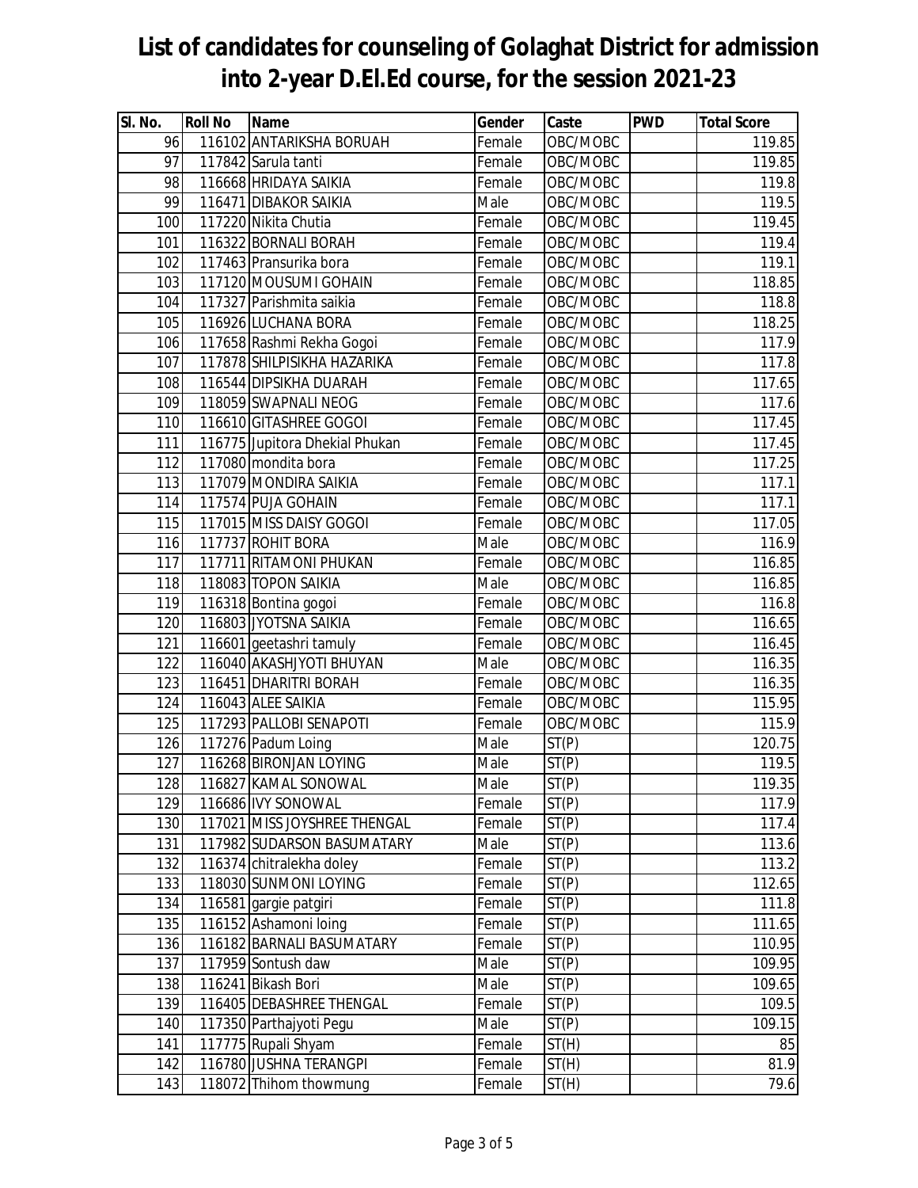# List of candidates for counseling of Golaghat District for admission into 2-year D.El.Ed course, for the session 2021-23

| Sl. No. | Roll No | Name | Gender | Caste | PWD | Total Score |
|---|---|---|---|---|---|---|
| 96 | 116102 | ANTARIKSHA BORUAH | Female | OBC/MOBC | | 119.85 |
| 97 | 117842 | Sarula tanti | Female | OBC/MOBC | | 119.85 |
| 98 | 116668 | HRIDAYA SAIKIA | Female | OBC/MOBC | | 119.8 |
| 99 | 116471 | DIBAKOR SAIKIA | Male | OBC/MOBC | | 119.5 |
| 100 | 117220 | Nikita Chutia | Female | OBC/MOBC | | 119.45 |
| 101 | 116322 | BORNALI BORAH | Female | OBC/MOBC | | 119.4 |
| 102 | 117463 | Pransurika bora | Female | OBC/MOBC | | 119.1 |
| 103 | 117120 | MOUSUMI GOHAIN | Female | OBC/MOBC | | 118.85 |
| 104 | 117327 | Parishmita saikia | Female | OBC/MOBC | | 118.8 |
| 105 | 116926 | LUCHANA BORA | Female | OBC/MOBC | | 118.25 |
| 106 | 117658 | Rashmi Rekha Gogoi | Female | OBC/MOBC | | 117.9 |
| 107 | 117878 | SHILPISIKHA HAZARIKA | Female | OBC/MOBC | | 117.8 |
| 108 | 116544 | DIPSIKHA DUARAH | Female | OBC/MOBC | | 117.65 |
| 109 | 118059 | SWAPNALI NEOG | Female | OBC/MOBC | | 117.6 |
| 110 | 116610 | GITASHREE GOGOI | Female | OBC/MOBC | | 117.45 |
| 111 | 116775 | Jupitora Dhekial Phukan | Female | OBC/MOBC | | 117.45 |
| 112 | 117080 | mondita bora | Female | OBC/MOBC | | 117.25 |
| 113 | 117079 | MONDIRA SAIKIA | Female | OBC/MOBC | | 117.1 |
| 114 | 117574 | PUJA GOHAIN | Female | OBC/MOBC | | 117.1 |
| 115 | 117015 | MISS DAISY GOGOI | Female | OBC/MOBC | | 117.05 |
| 116 | 117737 | ROHIT BORA | Male | OBC/MOBC | | 116.9 |
| 117 | 117711 | RITAMONI PHUKAN | Female | OBC/MOBC | | 116.85 |
| 118 | 118083 | TOPON SAIKIA | Male | OBC/MOBC | | 116.85 |
| 119 | 116318 | Bontina gogoi | Female | OBC/MOBC | | 116.8 |
| 120 | 116803 | JYOTSNA SAIKIA | Female | OBC/MOBC | | 116.65 |
| 121 | 116601 | geetashri tamuly | Female | OBC/MOBC | | 116.45 |
| 122 | 116040 | AKASHJYOTI BHUYAN | Male | OBC/MOBC | | 116.35 |
| 123 | 116451 | DHARITRI BORAH | Female | OBC/MOBC | | 116.35 |
| 124 | 116043 | ALEE SAIKIA | Female | OBC/MOBC | | 115.95 |
| 125 | 117293 | PALLOBI SENAPOTI | Female | OBC/MOBC | | 115.9 |
| 126 | 117276 | Padum Loing | Male | ST(P) | | 120.75 |
| 127 | 116268 | BIRONJAN LOYING | Male | ST(P) | | 119.5 |
| 128 | 116827 | KAMAL SONOWAL | Male | ST(P) | | 119.35 |
| 129 | 116686 | IVY SONOWAL | Female | ST(P) | | 117.9 |
| 130 | 117021 | MISS JOYSHREE THENGAL | Female | ST(P) | | 117.4 |
| 131 | 117982 | SUDARSON BASUMATARY | Male | ST(P) | | 113.6 |
| 132 | 116374 | chitralekha doley | Female | ST(P) | | 113.2 |
| 133 | 118030 | SUNMONI LOYING | Female | ST(P) | | 112.65 |
| 134 | 116581 | gargie patgiri | Female | ST(P) | | 111.8 |
| 135 | 116152 | Ashamoni loing | Female | ST(P) | | 111.65 |
| 136 | 116182 | BARNALI BASUMATARY | Female | ST(P) | | 110.95 |
| 137 | 117959 | Sontush daw | Male | ST(P) | | 109.95 |
| 138 | 116241 | Bikash Bori | Male | ST(P) | | 109.65 |
| 139 | 116405 | DEBASHREE THENGAL | Female | ST(P) | | 109.5 |
| 140 | 117350 | Parthajyoti Pegu | Male | ST(P) | | 109.15 |
| 141 | 117775 | Rupali Shyam | Female | ST(H) | | 85 |
| 142 | 116780 | JUSHNA TERANGPI | Female | ST(H) | | 81.9 |
| 143 | 118072 | Thihom thowmung | Female | ST(H) | | 79.6 |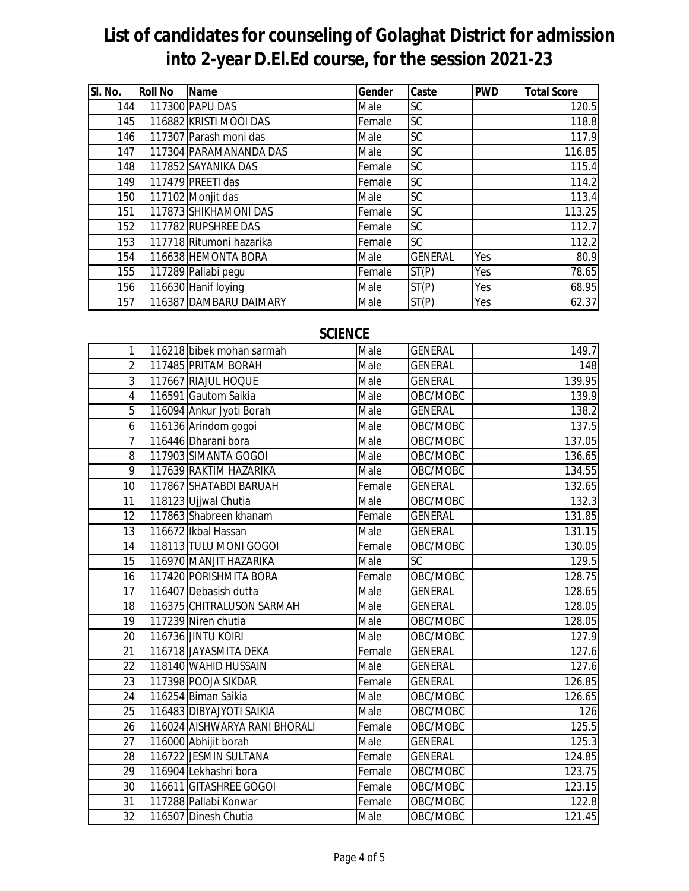# List of candidates for counseling of Golaghat District for admission into 2-year D.El.Ed course, for the session 2021-23

| Sl. No. | Roll No | Name | Gender | Caste | PWD | Total Score |
|---|---|---|---|---|---|---|
| 144 | 117300 | PAPU DAS | Male | SC | | 120.5 |
| 145 | 116882 | KRISTI MOOI DAS | Female | SC | | 118.8 |
| 146 | 117307 | Parash moni das | Male | SC | | 117.9 |
| 147 | 117304 | PARAMANANDA DAS | Male | SC | | 116.85 |
| 148 | 117852 | SAYANIKA DAS | Female | SC | | 115.4 |
| 149 | 117479 | PREETI das | Female | SC | | 114.2 |
| 150 | 117102 | Monjit das | Male | SC | | 113.4 |
| 151 | 117873 | SHIKHAMONI DAS | Female | SC | | 113.25 |
| 152 | 117782 | RUPSHREE DAS | Female | SC | | 112.7 |
| 153 | 117718 | Ritumoni hazarika | Female | SC | | 112.2 |
| 154 | 116638 | HEMONTA BORA | Male | GENERAL | Yes | 80.9 |
| 155 | 117289 | Pallabi pegu | Female | ST(P) | Yes | 78.65 |
| 156 | 116630 | Hanif loying | Male | ST(P) | Yes | 68.95 |
| 157 | 116387 | DAMBARU DAIMARY | Male | ST(P) | Yes | 62.37 |

## SCIENCE

| Sl. No. | Roll No | Name | Gender | Caste | PWD | Total Score |
|---|---|---|---|---|---|---|
| 1 | 116218 | bibek mohan sarmah | Male | GENERAL | | 149.7 |
| 2 | 117485 | PRITAM BORAH | Male | GENERAL | | 148 |
| 3 | 117667 | RIAJUL HOQUE | Male | GENERAL | | 139.95 |
| 4 | 116591 | Gautom Saikia | Male | OBC/MOBC | | 139.9 |
| 5 | 116094 | Ankur Jyoti Borah | Male | GENERAL | | 138.2 |
| 6 | 116136 | Arindom gogoi | Male | OBC/MOBC | | 137.5 |
| 7 | 116446 | Dharani bora | Male | OBC/MOBC | | 137.05 |
| 8 | 117903 | SIMANTA GOGOI | Male | OBC/MOBC | | 136.65 |
| 9 | 117639 | RAKTIM HAZARIKA | Male | OBC/MOBC | | 134.55 |
| 10 | 117867 | SHATABDI BARUAH | Female | GENERAL | | 132.65 |
| 11 | 118123 | Ujjwal Chutia | Male | OBC/MOBC | | 132.3 |
| 12 | 117863 | Shabreen khanam | Female | GENERAL | | 131.85 |
| 13 | 116672 | Ikbal Hassan | Male | GENERAL | | 131.15 |
| 14 | 118113 | TULU MONI GOGOI | Female | OBC/MOBC | | 130.05 |
| 15 | 116970 | MANJIT HAZARIKA | Male | SC | | 129.5 |
| 16 | 117420 | PORISHMITA BORA | Female | OBC/MOBC | | 128.75 |
| 17 | 116407 | Debasish dutta | Male | GENERAL | | 128.65 |
| 18 | 116375 | CHITRALUSON SARMAH | Male | GENERAL | | 128.05 |
| 19 | 117239 | Niren chutia | Male | OBC/MOBC | | 128.05 |
| 20 | 116736 | JINTU KOIRI | Male | OBC/MOBC | | 127.9 |
| 21 | 116718 | JAYASMITA DEKA | Female | GENERAL | | 127.6 |
| 22 | 118140 | WAHID HUSSAIN | Male | GENERAL | | 127.6 |
| 23 | 117398 | POOJA SIKDAR | Female | GENERAL | | 126.85 |
| 24 | 116254 | Biman Saikia | Male | OBC/MOBC | | 126.65 |
| 25 | 116483 | DIBYAJYOTI SAIKIA | Male | OBC/MOBC | | 126 |
| 26 | 116024 | AISHWARYA RANI BHORALI | Female | OBC/MOBC | | 125.5 |
| 27 | 116000 | Abhijit borah | Male | GENERAL | | 125.3 |
| 28 | 116722 | JESMIN SULTANA | Female | GENERAL | | 124.85 |
| 29 | 116904 | Lekhashri bora | Female | OBC/MOBC | | 123.75 |
| 30 | 116611 | GITASHREE GOGOI | Female | OBC/MOBC | | 123.15 |
| 31 | 117288 | Pallabi Konwar | Female | OBC/MOBC | | 122.8 |
| 32 | 116507 | Dinesh Chutia | Male | OBC/MOBC | | 121.45 |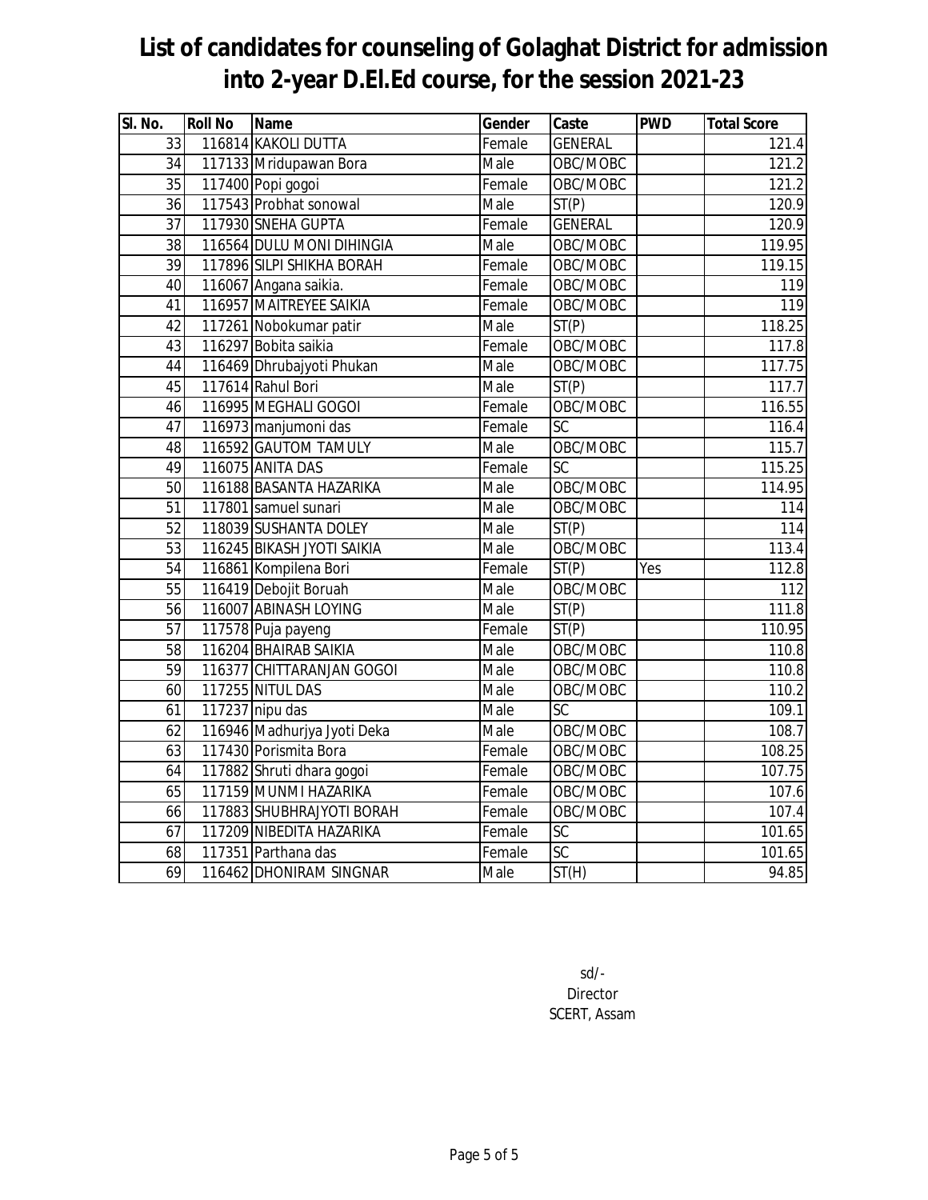# List of candidates for counseling of Golaghat District for admission into 2-year D.El.Ed course, for the session 2021-23

| Sl. No. | Roll No | Name | Gender | Caste | PWD | Total Score |
|---|---|---|---|---|---|---|
| 33 | 116814 | KAKOLI DUTTA | Female | GENERAL | | 121.4 |
| 34 | 117133 | Mridupawan Bora | Male | OBC/MOBC | | 121.2 |
| 35 | 117400 | Popi gogoi | Female | OBC/MOBC | | 121.2 |
| 36 | 117543 | Probhat sonowal | Male | ST(P) | | 120.9 |
| 37 | 117930 | SNEHA GUPTA | Female | GENERAL | | 120.9 |
| 38 | 116564 | DULU MONI DIHINGIA | Male | OBC/MOBC | | 119.95 |
| 39 | 117896 | SILPI SHIKHA BORAH | Female | OBC/MOBC | | 119.15 |
| 40 | 116067 | Angana saikia. | Female | OBC/MOBC | | 119 |
| 41 | 116957 | MAITREYEE SAIKIA | Female | OBC/MOBC | | 119 |
| 42 | 117261 | Nobokumar patir | Male | ST(P) | | 118.25 |
| 43 | 116297 | Bobita saikia | Female | OBC/MOBC | | 117.8 |
| 44 | 116469 | Dhrubajyoti Phukan | Male | OBC/MOBC | | 117.75 |
| 45 | 117614 | Rahul Bori | Male | ST(P) | | 117.7 |
| 46 | 116995 | MEGHALI GOGOI | Female | OBC/MOBC | | 116.55 |
| 47 | 116973 | manjumoni das | Female | SC | | 116.4 |
| 48 | 116592 | GAUTOM TAMULY | Male | OBC/MOBC | | 115.7 |
| 49 | 116075 | ANITA DAS | Female | SC | | 115.25 |
| 50 | 116188 | BASANTA HAZARIKA | Male | OBC/MOBC | | 114.95 |
| 51 | 117801 | samuel sunari | Male | OBC/MOBC | | 114 |
| 52 | 118039 | SUSHANTA DOLEY | Male | ST(P) | | 114 |
| 53 | 116245 | BIKASH JYOTI SAIKIA | Male | OBC/MOBC | | 113.4 |
| 54 | 116861 | Kompilena Bori | Female | ST(P) | Yes | 112.8 |
| 55 | 116419 | Debojit Boruah | Male | OBC/MOBC | | 112 |
| 56 | 116007 | ABINASH LOYING | Male | ST(P) | | 111.8 |
| 57 | 117578 | Puja payeng | Female | ST(P) | | 110.95 |
| 58 | 116204 | BHAIRAB SAIKIA | Male | OBC/MOBC | | 110.8 |
| 59 | 116377 | CHITTARANJAN GOGOI | Male | OBC/MOBC | | 110.8 |
| 60 | 117255 | NITUL DAS | Male | OBC/MOBC | | 110.2 |
| 61 | 117237 | nipu das | Male | SC | | 109.1 |
| 62 | 116946 | Madhurjya Jyoti Deka | Male | OBC/MOBC | | 108.7 |
| 63 | 117430 | Porismita Bora | Female | OBC/MOBC | | 108.25 |
| 64 | 117882 | Shruti dhara gogoi | Female | OBC/MOBC | | 107.75 |
| 65 | 117159 | MUNMI HAZARIKA | Female | OBC/MOBC | | 107.6 |
| 66 | 117883 | SHUBHRAJYOTI BORAH | Female | OBC/MOBC | | 107.4 |
| 67 | 117209 | NIBEDITA HAZARIKA | Female | SC | | 101.65 |
| 68 | 117351 | Parthana das | Female | SC | | 101.65 |
| 69 | 116462 | DHONIRAM SINGNAR | Male | ST(H) | | 94.85 |

sd/-
Director
SCERT, Assam